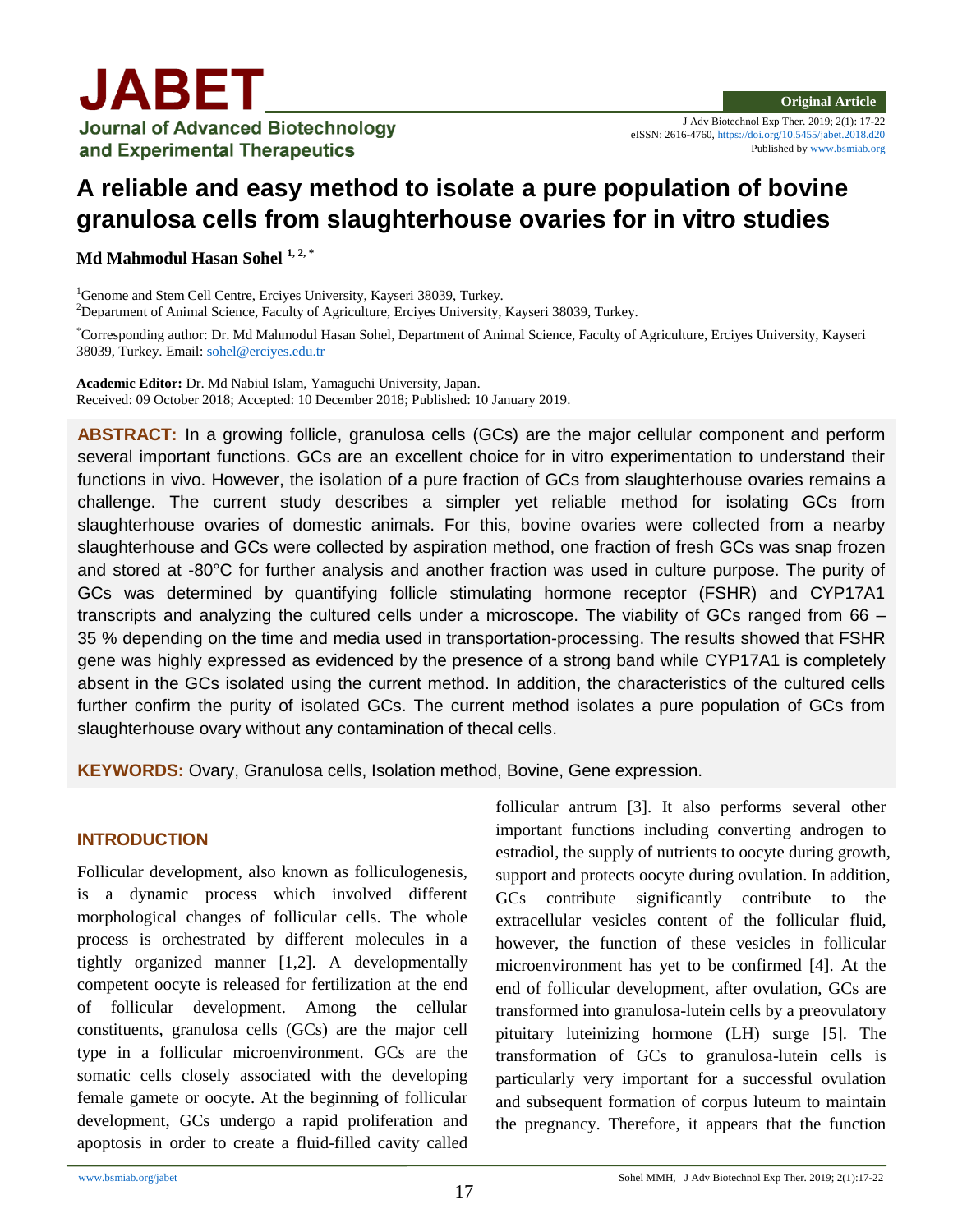# A reliable and easy method to isolate a pure population of bovine granulosa cells from slaughterhouse ovaries for in vitro studies

**Md Mahmodul Hasan Sohel [1, 2, *]**

[1]Genome and Stem Cell Centre, Erciyes University, Kayseri 38039, Turkey.
[2]Department of Animal Science, Faculty of Agriculture, Erciyes University, Kayseri 38039, Turkey.

[*]Corresponding author: Dr. Md Mahmodul Hasan Sohel, Department of Animal Science, Faculty of Agriculture, Erciyes University, Kayseri 38039, Turkey. Email: sohel@erciyes.edu.tr

**Academic Editor:** Dr. Md Nabiul Islam, Yamaguchi University, Japan.
Received: 09 October 2018; Accepted: 10 December 2018; Published: 10 January 2019.

**ABSTRACT:** In a growing follicle, granulosa cells (GCs) are the major cellular component and perform several important functions. GCs are an excellent choice for in vitro experimentation to understand their functions in vivo. However, the isolation of a pure fraction of GCs from slaughterhouse ovaries remains a challenge. The current study describes a simpler yet reliable method for isolating GCs from slaughterhouse ovaries of domestic animals. For this, bovine ovaries were collected from a nearby slaughterhouse and GCs were collected by aspiration method, one fraction of fresh GCs was snap frozen and stored at -80°C for further analysis and another fraction was used in culture purpose. The purity of GCs was determined by quantifying follicle stimulating hormone receptor (FSHR) and CYP17A1 transcripts and analyzing the cultured cells under a microscope. The viability of GCs ranged from 66 – 35 % depending on the time and media used in transportation-processing. The results showed that FSHR gene was highly expressed as evidenced by the presence of a strong band while CYP17A1 is completely absent in the GCs isolated using the current method. In addition, the characteristics of the cultured cells further confirm the purity of isolated GCs. The current method isolates a pure population of GCs from slaughterhouse ovary without any contamination of thecal cells.

**KEYWORDS:** Ovary, Granulosa cells, Isolation method, Bovine, Gene expression.

## INTRODUCTION

Follicular development, also known as folliculogenesis, is a dynamic process which involved different morphological changes of follicular cells. The whole process is orchestrated by different molecules in a tightly organized manner [1,2]. A developmentally competent oocyte is released for fertilization at the end of follicular development. Among the cellular constituents, granulosa cells (GCs) are the major cell type in a follicular microenvironment. GCs are the somatic cells closely associated with the developing female gamete or oocyte. At the beginning of follicular development, GCs undergo a rapid proliferation and apoptosis in order to create a fluid-filled cavity called follicular antrum [3]. It also performs several other important functions including converting androgen to estradiol, the supply of nutrients to oocyte during growth, support and protects oocyte during ovulation. In addition, GCs contribute significantly contribute to the extracellular vesicles content of the follicular fluid, however, the function of these vesicles in follicular microenvironment has yet to be confirmed [4]. At the end of follicular development, after ovulation, GCs are transformed into granulosa-lutein cells by a preovulatory pituitary luteinizing hormone (LH) surge [5]. The transformation of GCs to granulosa-lutein cells is particularly very important for a successful ovulation and subsequent formation of corpus luteum to maintain the pregnancy. Therefore, it appears that the function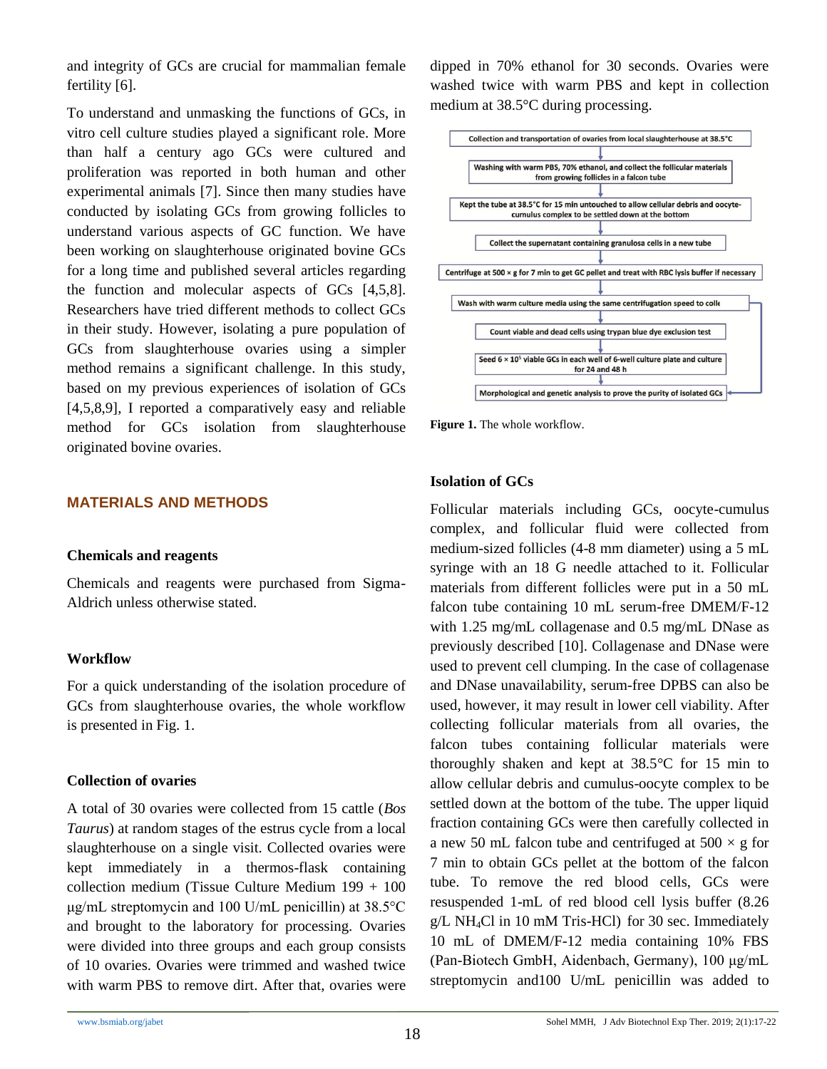and integrity of GCs are crucial for mammalian female fertility [6].

To understand and unmasking the functions of GCs, in vitro cell culture studies played a significant role. More than half a century ago GCs were cultured and proliferation was reported in both human and other experimental animals [7]. Since then many studies have conducted by isolating GCs from growing follicles to understand various aspects of GC function. We have been working on slaughterhouse originated bovine GCs for a long time and published several articles regarding the function and molecular aspects of GCs [4,5,8]. Researchers have tried different methods to collect GCs in their study. However, isolating a pure population of GCs from slaughterhouse ovaries using a simpler method remains a significant challenge. In this study, based on my previous experiences of isolation of GCs [4,5,8,9], I reported a comparatively easy and reliable method for GCs isolation from slaughterhouse originated bovine ovaries.

## MATERIALS AND METHODS

### Chemicals and reagents

Chemicals and reagents were purchased from Sigma-Aldrich unless otherwise stated.

### Workflow

For a quick understanding of the isolation procedure of GCs from slaughterhouse ovaries, the whole workflow is presented in Fig. 1.

### Collection of ovaries

A total of 30 ovaries were collected from 15 cattle (*Bos Taurus*) at random stages of the estrus cycle from a local slaughterhouse on a single visit. Collected ovaries were kept immediately in a thermos-flask containing collection medium (Tissue Culture Medium 199 + 100 μg/mL streptomycin and 100 U/mL penicillin) at 38.5°C and brought to the laboratory for processing. Ovaries were divided into three groups and each group consists of 10 ovaries. Ovaries were trimmed and washed twice with warm PBS to remove dirt. After that, ovaries were dipped in 70% ethanol for 30 seconds. Ovaries were washed twice with warm PBS and kept in collection medium at 38.5°C during processing.

- Collection and transportation of ovaries from local slaughterhouse at 38.5°C
- Washing with warm PBS, 70% ethanol, and collect the follicular materials from growing follicles in a falcon tube
- Kept the tube at 38.5°C for 15 min untouched to allow cellular debris and oocyte-cumulus complex to be settled down at the bottom
- Collect the supernatant containing granulosa cells in a new tube
- Centrifuge at 500 × g for 7 min to get GC pellet and treat with RBC lysis buffer if necessary
- Wash with warm culture media using the same centrifugation speed to colle
- Count viable and dead cells using trypan blue dye exclusion test
- Seed 6 × 10$^5$ viable GCs in each well of 6-well culture plate and culture for 24 and 48 h
- Morphological and genetic analysis to prove the purity of isolated GCs

**Figure 1.** The whole workflow.

### Isolation of GCs

Follicular materials including GCs, oocyte-cumulus complex, and follicular fluid were collected from medium-sized follicles (4-8 mm diameter) using a 5 mL syringe with an 18 G needle attached to it. Follicular materials from different follicles were put in a 50 mL falcon tube containing 10 mL serum-free DMEM/F-12 with 1.25 mg/mL collagenase and 0.5 mg/mL DNase as previously described [10]. Collagenase and DNase were used to prevent cell clumping. In the case of collagenase and DNase unavailability, serum-free DPBS can also be used, however, it may result in lower cell viability. After collecting follicular materials from all ovaries, the falcon tubes containing follicular materials were thoroughly shaken and kept at 38.5°C for 15 min to allow cellular debris and cumulus-oocyte complex to be settled down at the bottom of the tube. The upper liquid fraction containing GCs were then carefully collected in a new 50 mL falcon tube and centrifuged at 500 × g for 7 min to obtain GCs pellet at the bottom of the falcon tube. To remove the red blood cells, GCs were resuspended 1-mL of red blood cell lysis buffer (8.26 g/L $NH_4Cl$ in 10 mM Tris-HCl) for 30 sec. Immediately 10 mL of DMEM/F-12 media containing 10% FBS (Pan-Biotech GmbH, Aidenbach, Germany), 100 μg/mL streptomycin and100 U/mL penicillin was added to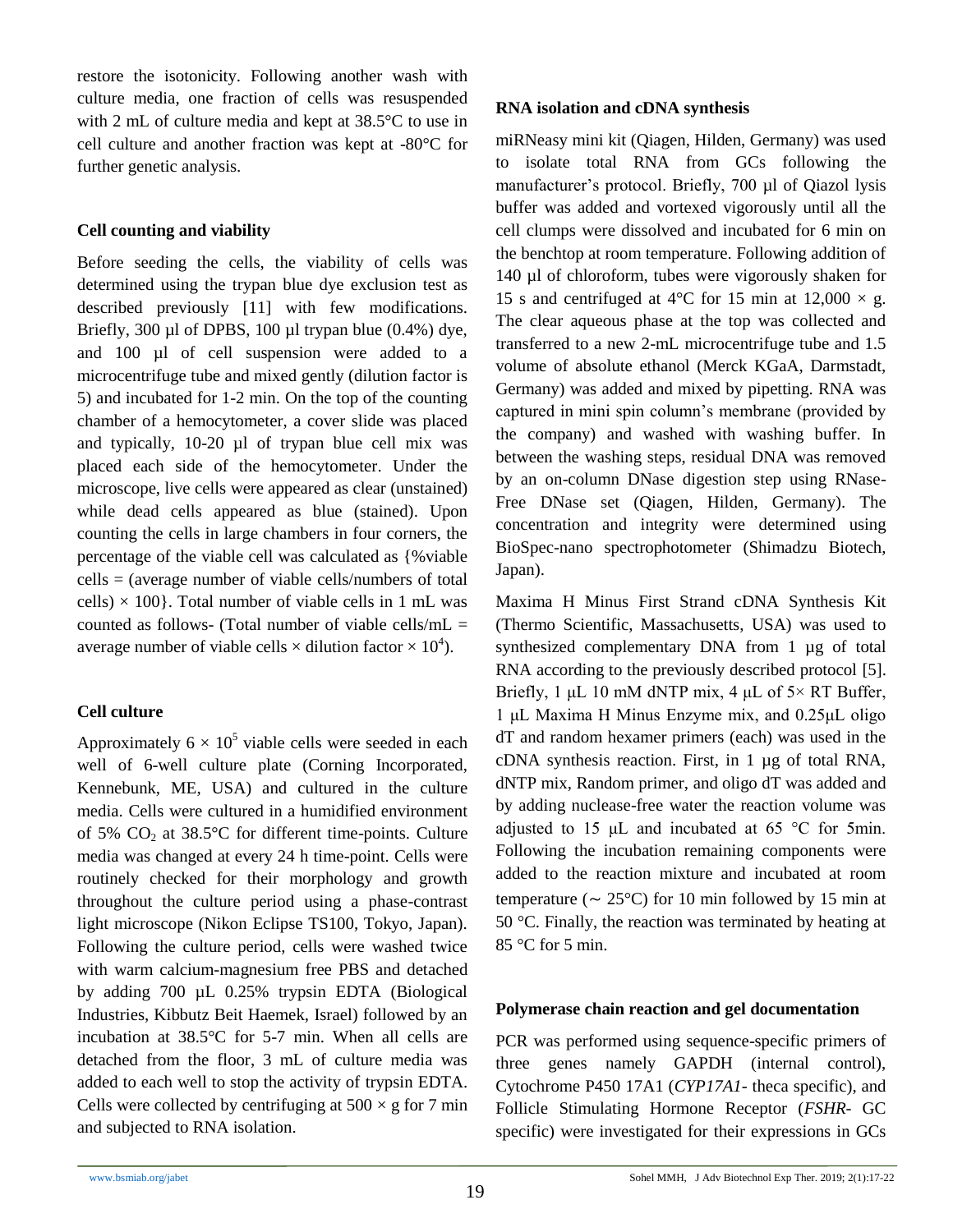restore the isotonicity. Following another wash with culture media, one fraction of cells was resuspended with 2 mL of culture media and kept at 38.5°C to use in cell culture and another fraction was kept at -80°C for further genetic analysis.

### Cell counting and viability

Before seeding the cells, the viability of cells was determined using the trypan blue dye exclusion test as described previously [11] with few modifications. Briefly, 300 µl of DPBS, 100 µl trypan blue (0.4%) dye, and 100 µl of cell suspension were added to a microcentrifuge tube and mixed gently (dilution factor is 5) and incubated for 1-2 min. On the top of the counting chamber of a hemocytometer, a cover slide was placed and typically, 10-20 µl of trypan blue cell mix was placed each side of the hemocytometer. Under the microscope, live cells were appeared as clear (unstained) while dead cells appeared as blue (stained). Upon counting the cells in large chambers in four corners, the percentage of the viable cell was calculated as {%viable cells = (average number of viable cells/numbers of total cells) $\times$ 100}. Total number of viable cells in 1 mL was counted as follows- (Total number of viable cells/mL = average number of viable cells $\times$ dilution factor $\times$ $10^4$).

### Cell culture

Approximately $6 \times 10^5$ viable cells were seeded in each well of 6-well culture plate (Corning Incorporated, Kennebunk, ME, USA) and cultured in the culture media. Cells were cultured in a humidified environment of 5% $CO_2$ at 38.5°C for different time-points. Culture media was changed at every 24 h time-point. Cells were routinely checked for their morphology and growth throughout the culture period using a phase-contrast light microscope (Nikon Eclipse TS100, Tokyo, Japan). Following the culture period, cells were washed twice with warm calcium-magnesium free PBS and detached by adding 700 µL 0.25% trypsin EDTA (Biological Industries, Kibbutz Beit Haemek, Israel) followed by an incubation at 38.5°C for 5-7 min. When all cells are detached from the floor, 3 mL of culture media was added to each well to stop the activity of trypsin EDTA. Cells were collected by centrifuging at $500 \times g$ for 7 min and subjected to RNA isolation.

### RNA isolation and cDNA synthesis

miRNeasy mini kit (Qiagen, Hilden, Germany) was used to isolate total RNA from GCs following the manufacturer's protocol. Briefly, 700 µl of Qiazol lysis buffer was added and vortexed vigorously until all the cell clumps were dissolved and incubated for 6 min on the benchtop at room temperature. Following addition of 140 µl of chloroform, tubes were vigorously shaken for 15 s and centrifuged at 4°C for 15 min at $12{,}000 \times g$. The clear aqueous phase at the top was collected and transferred to a new 2-mL microcentrifuge tube and 1.5 volume of absolute ethanol (Merck KGaA, Darmstadt, Germany) was added and mixed by pipetting. RNA was captured in mini spin column's membrane (provided by the company) and washed with washing buffer. In between the washing steps, residual DNA was removed by an on-column DNase digestion step using RNase-Free DNase set (Qiagen, Hilden, Germany). The concentration and integrity were determined using BioSpec-nano spectrophotometer (Shimadzu Biotech, Japan).

Maxima H Minus First Strand cDNA Synthesis Kit (Thermo Scientific, Massachusetts, USA) was used to synthesized complementary DNA from 1 µg of total RNA according to the previously described protocol [5]. Briefly, 1 µL 10 mM dNTP mix, 4 µL of 5× RT Buffer, 1 µL Maxima H Minus Enzyme mix, and 0.25µL oligo dT and random hexamer primers (each) was used in the cDNA synthesis reaction. First, in 1 µg of total RNA, dNTP mix, Random primer, and oligo dT was added and by adding nuclease-free water the reaction volume was adjusted to 15 µL and incubated at 65 °C for 5min. Following the incubation remaining components were added to the reaction mixture and incubated at room temperature (~ 25°C) for 10 min followed by 15 min at 50 °C. Finally, the reaction was terminated by heating at 85 °C for 5 min.

### Polymerase chain reaction and gel documentation

PCR was performed using sequence-specific primers of three genes namely GAPDH (internal control), Cytochrome P450 17A1 (*CYP17A1*- theca specific), and Follicle Stimulating Hormone Receptor (*FSHR*- GC specific) were investigated for their expressions in GCs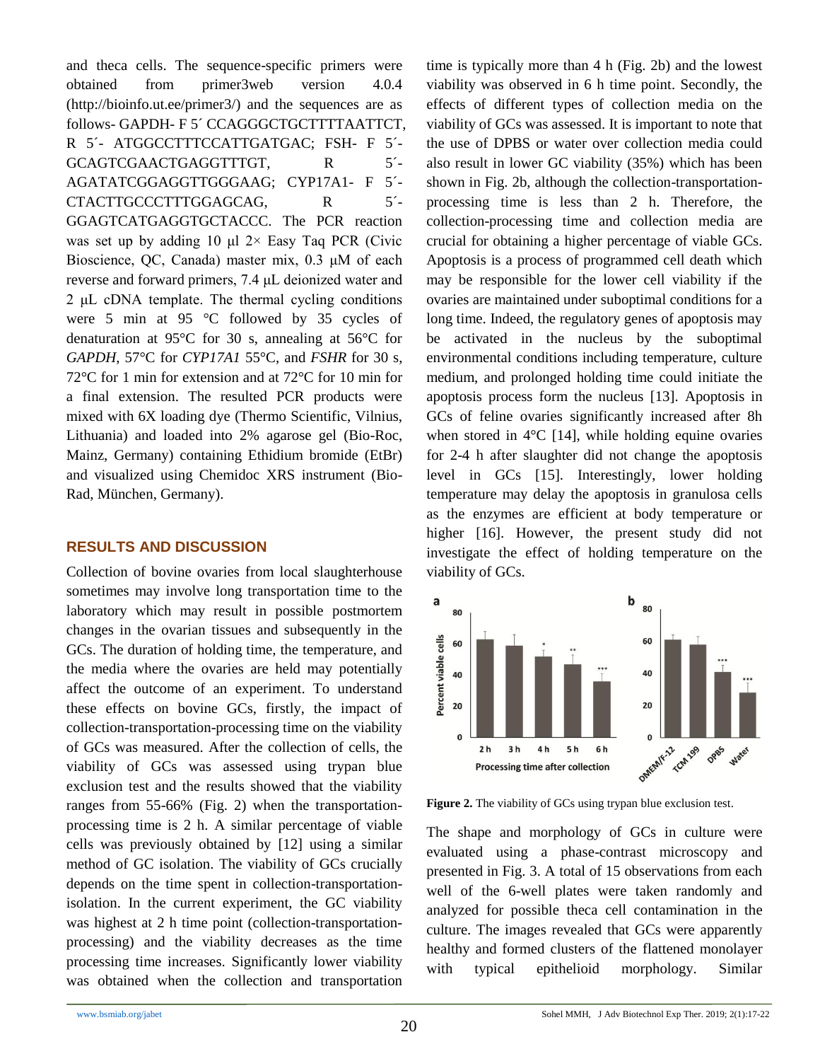and theca cells. The sequence-specific primers were obtained from primer3web version 4.0.4 (http://bioinfo.ut.ee/primer3/) and the sequences are as follows- GAPDH- F 5´ CCAGGGCTGCTTTTAATTCT, R 5´- ATGGCCTTTCCATTGATGAC; FSH- F 5´- GCAGTCGAACTGAGGTTTGT, R 5´- AGATATCGGAGGTTGGGAAG; CYP17A1- F 5´- CTACTTGCCCTTTGGAGCAG, R 5´- GGAGTCATGAGGTGCTACCC. The PCR reaction was set up by adding 10 µl 2× Easy Taq PCR (Civic Bioscience, QC, Canada) master mix, 0.3 µM of each reverse and forward primers, 7.4 µL deionized water and 2 µL cDNA template. The thermal cycling conditions were 5 min at 95 °C followed by 35 cycles of denaturation at 95°C for 30 s, annealing at 56°C for *GAPDH*, 57°C for *CYP17A1* 55°C, and *FSHR* for 30 s, 72°C for 1 min for extension and at 72°C for 10 min for a final extension. The resulted PCR products were mixed with 6X loading dye (Thermo Scientific, Vilnius, Lithuania) and loaded into 2% agarose gel (Bio-Roc, Mainz, Germany) containing Ethidium bromide (EtBr) and visualized using Chemidoc XRS instrument (Bio-Rad, München, Germany).

## RESULTS AND DISCUSSION

Collection of bovine ovaries from local slaughterhouse sometimes may involve long transportation time to the laboratory which may result in possible postmortem changes in the ovarian tissues and subsequently in the GCs. The duration of holding time, the temperature, and the media where the ovaries are held may potentially affect the outcome of an experiment. To understand these effects on bovine GCs, firstly, the impact of collection-transportation-processing time on the viability of GCs was measured. After the collection of cells, the viability of GCs was assessed using trypan blue exclusion test and the results showed that the viability ranges from 55-66% (Fig. 2) when the transportation-processing time is 2 h. A similar percentage of viable cells was previously obtained by [12] using a similar method of GC isolation. The viability of GCs crucially depends on the time spent in collection-transportation-isolation. In the current experiment, the GC viability was highest at 2 h time point (collection-transportation-processing) and the viability decreases as the time processing time increases. Significantly lower viability was obtained when the collection and transportation time is typically more than 4 h (Fig. 2b) and the lowest viability was observed in 6 h time point. Secondly, the effects of different types of collection media on the viability of GCs was assessed. It is important to note that the use of DPBS or water over collection media could also result in lower GC viability (35%) which has been shown in Fig. 2b, although the collection-transportation-processing time is less than 2 h. Therefore, the collection-processing time and collection media are crucial for obtaining a higher percentage of viable GCs. Apoptosis is a process of programmed cell death which may be responsible for the lower cell viability if the ovaries are maintained under suboptimal conditions for a long time. Indeed, the regulatory genes of apoptosis may be activated in the nucleus by the suboptimal environmental conditions including temperature, culture medium, and prolonged holding time could initiate the apoptosis process form the nucleus [13]. Apoptosis in GCs of feline ovaries significantly increased after 8h when stored in 4°C [14], while holding equine ovaries for 2-4 h after slaughter did not change the apoptosis level in GCs [15]. Interestingly, lower holding temperature may delay the apoptosis in granulosa cells as the enzymes are efficient at body temperature or higher [16]. However, the present study did not investigate the effect of holding temperature on the viability of GCs.

**Figure 2.** The viability of GCs using trypan blue exclusion test.

The shape and morphology of GCs in culture were evaluated using a phase-contrast microscopy and presented in Fig. 3. A total of 15 observations from each well of the 6-well plates were taken randomly and analyzed for possible theca cell contamination in the culture. The images revealed that GCs were apparently healthy and formed clusters of the flattened monolayer with typical epithelioid morphology. Similar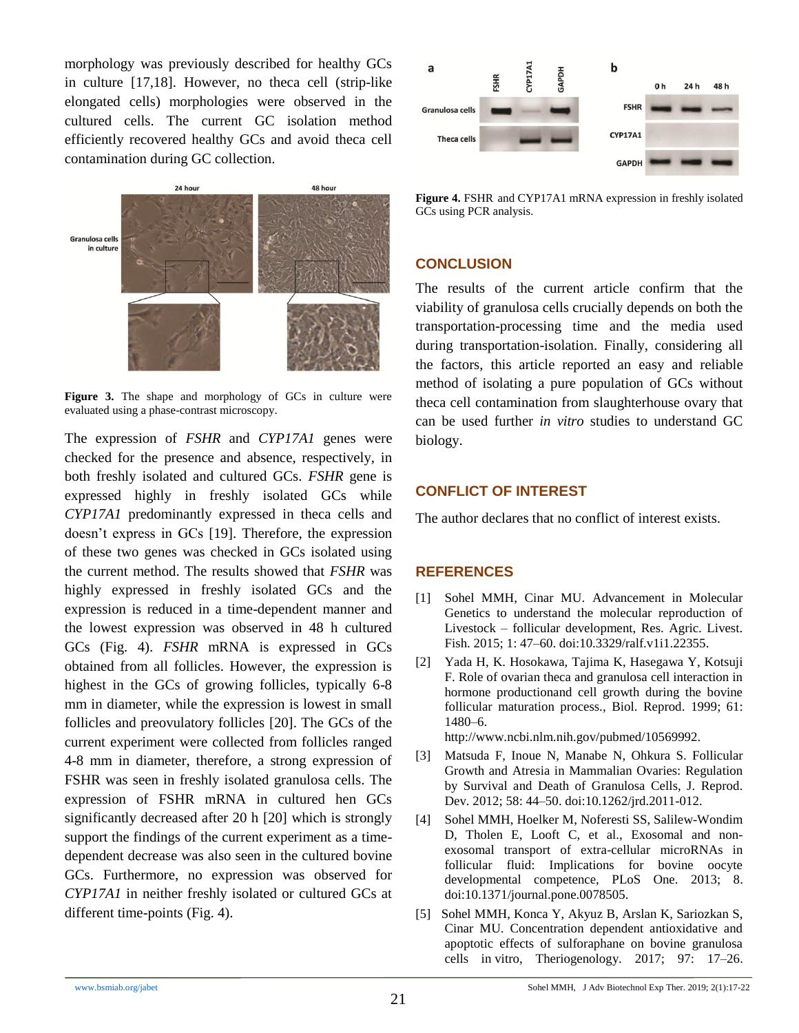morphology was previously described for healthy GCs in culture [17,18]. However, no theca cell (strip-like elongated cells) morphologies were observed in the cultured cells. The current GC isolation method efficiently recovered healthy GCs and avoid theca cell contamination during GC collection.

**Figure 3.** The shape and morphology of GCs in culture were evaluated using a phase-contrast microscopy.

The expression of *FSHR* and *CYP17A1* genes were checked for the presence and absence, respectively, in both freshly isolated and cultured GCs. *FSHR* gene is expressed highly in freshly isolated GCs while *CYP17A1* predominantly expressed in theca cells and doesn't express in GCs [19]. Therefore, the expression of these two genes was checked in GCs isolated using the current method. The results showed that *FSHR* was highly expressed in freshly isolated GCs and the expression is reduced in a time-dependent manner and the lowest expression was observed in 48 h cultured GCs (Fig. 4). *FSHR* mRNA is expressed in GCs obtained from all follicles. However, the expression is highest in the GCs of growing follicles, typically 6-8 mm in diameter, while the expression is lowest in small follicles and preovulatory follicles [20]. The GCs of the current experiment were collected from follicles ranged 4-8 mm in diameter, therefore, a strong expression of FSHR was seen in freshly isolated granulosa cells. The expression of FSHR mRNA in cultured hen GCs significantly decreased after 20 h [20] which is strongly support the findings of the current experiment as a time-dependent decrease was also seen in the cultured bovine GCs. Furthermore, no expression was observed for *CYP17A1* in neither freshly isolated or cultured GCs at different time-points (Fig. 4).

**Figure 4.** FSHR and CYP17A1 mRNA expression in freshly isolated GCs using PCR analysis.

## CONCLUSION

The results of the current article confirm that the viability of granulosa cells crucially depends on both the transportation-processing time and the media used during transportation-isolation. Finally, considering all the factors, this article reported an easy and reliable method of isolating a pure population of GCs without theca cell contamination from slaughterhouse ovary that can be used further *in vitro* studies to understand GC biology.

## CONFLICT OF INTEREST

The author declares that no conflict of interest exists.

## REFERENCES

[1] Sohel MMH, Cinar MU. Advancement in Molecular Genetics to understand the molecular reproduction of Livestock – follicular development, Res. Agric. Livest. Fish. 2015; 1: 47–60. doi:10.3329/ralf.v1i1.22355.

[2] Yada H, K. Hosokawa, Tajima K, Hasegawa Y, Kotsuji F. Role of ovarian theca and granulosa cell interaction in hormone productionand cell growth during the bovine follicular maturation process., Biol. Reprod. 1999; 61: 1480–6. http://www.ncbi.nlm.nih.gov/pubmed/10569992.

[3] Matsuda F, Inoue N, Manabe N, Ohkura S. Follicular Growth and Atresia in Mammalian Ovaries: Regulation by Survival and Death of Granulosa Cells, J. Reprod. Dev. 2012; 58: 44–50. doi:10.1262/jrd.2011-012.

[4] Sohel MMH, Hoelker M, Noferesti SS, Salilew-Wondim D, Tholen E, Looft C, et al., Exosomal and non-exosomal transport of extra-cellular microRNAs in follicular fluid: Implications for bovine oocyte developmental competence, PLoS One. 2013; 8. doi:10.1371/journal.pone.0078505.

[5] Sohel MMH, Konca Y, Akyuz B, Arslan K, Sariozkan S, Cinar MU. Concentration dependent antioxidative and apoptotic effects of sulforaphane on bovine granulosa cells in vitro, Theriogenology. 2017; 97: 17–26.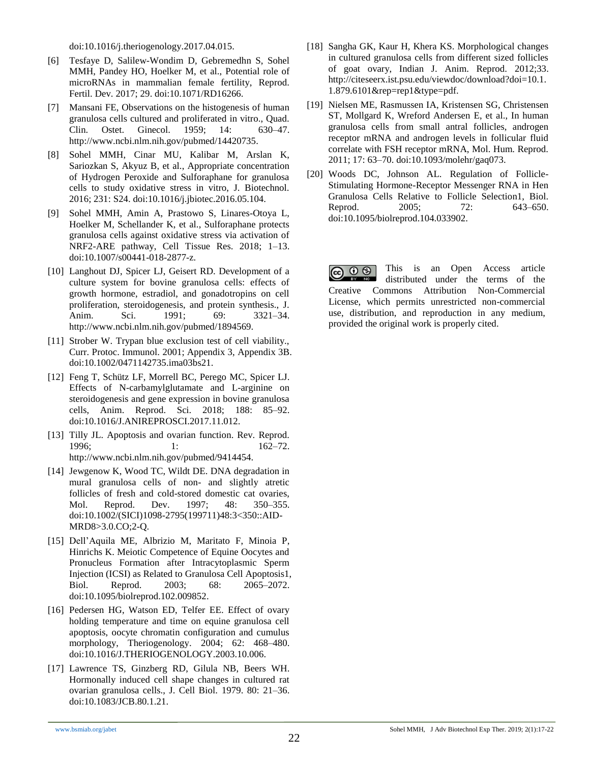doi:10.1016/j.theriogenology.2017.04.015.

[6] Tesfaye D, Salilew-Wondim D, Gebremedhn S, Sohel MMH, Pandey HO, Hoelker M, et al., Potential role of microRNAs in mammalian female fertility, Reprod. Fertil. Dev. 2017; 29. doi:10.1071/RD16266.

[7] Mansani FE, Observations on the histogenesis of human granulosa cells cultured and proliferated in vitro., Quad. Clin. Ostet. Ginecol. 1959; 14: 630–47. http://www.ncbi.nlm.nih.gov/pubmed/14420735.

[8] Sohel MMH, Cinar MU, Kalibar M, Arslan K, Sariozkan S, Akyuz B, et al., Appropriate concentration of Hydrogen Peroxide and Sulforaphane for granulosa cells to study oxidative stress in vitro, J. Biotechnol. 2016; 231: S24. doi:10.1016/j.jbiotec.2016.05.104.

[9] Sohel MMH, Amin A, Prastowo S, Linares-Otoya L, Hoelker M, Schellander K, et al., Sulforaphane protects granulosa cells against oxidative stress via activation of NRF2-ARE pathway, Cell Tissue Res. 2018; 1–13. doi:10.1007/s00441-018-2877-z.

[10] Langhout DJ, Spicer LJ, Geisert RD. Development of a culture system for bovine granulosa cells: effects of growth hormone, estradiol, and gonadotropins on cell proliferation, steroidogenesis, and protein synthesis., J. Anim. Sci. 1991; 69: 3321–34. http://www.ncbi.nlm.nih.gov/pubmed/1894569.

[11] Strober W. Trypan blue exclusion test of cell viability., Curr. Protoc. Immunol. 2001; Appendix 3, Appendix 3B. doi:10.1002/0471142735.ima03bs21.

[12] Feng T, Schütz LF, Morrell BC, Perego MC, Spicer LJ. Effects of N-carbamylglutamate and L-arginine on steroidogenesis and gene expression in bovine granulosa cells, Anim. Reprod. Sci. 2018; 188: 85–92. doi:10.1016/J.ANIREPROSCI.2017.11.012.

[13] Tilly JL. Apoptosis and ovarian function. Rev. Reprod. 1996; 1: 162–72. http://www.ncbi.nlm.nih.gov/pubmed/9414454.

[14] Jewgenow K, Wood TC, Wildt DE. DNA degradation in mural granulosa cells of non- and slightly atretic follicles of fresh and cold-stored domestic cat ovaries, Mol. Reprod. Dev. 1997; 48: 350–355. doi:10.1002/(SICI)1098-2795(199711)48:3<350::AID-MRD8>3.0.CO;2-Q.

[15] Dell'Aquila ME, Albrizio M, Maritato F, Minoia P, Hinrichs K. Meiotic Competence of Equine Oocytes and Pronucleus Formation after Intracytoplasmic Sperm Injection (ICSI) as Related to Granulosa Cell Apoptosis1, Biol. Reprod. 2003; 68: 2065–2072. doi:10.1095/biolreprod.102.009852.

[16] Pedersen HG, Watson ED, Telfer EE. Effect of ovary holding temperature and time on equine granulosa cell apoptosis, oocyte chromatin configuration and cumulus morphology, Theriogenology. 2004; 62: 468–480. doi:10.1016/J.THERIOGENOLOGY.2003.10.006.

[17] Lawrence TS, Ginzberg RD, Gilula NB, Beers WH. Hormonally induced cell shape changes in cultured rat ovarian granulosa cells., J. Cell Biol. 1979. 80: 21–36. doi:10.1083/JCB.80.1.21.

[18] Sangha GK, Kaur H, Khera KS. Morphological changes in cultured granulosa cells from different sized follicles of goat ovary, Indian J. Anim. Reprod. 2012;33. http://citeseerx.ist.psu.edu/viewdoc/download?doi=10.1.1.879.6101&rep=rep1&type=pdf.

[19] Nielsen ME, Rasmussen IA, Kristensen SG, Christensen ST, Mollgard K, Wreford Andersen E, et al., In human granulosa cells from small antral follicles, androgen receptor mRNA and androgen levels in follicular fluid correlate with FSH receptor mRNA, Mol. Hum. Reprod. 2011; 17: 63–70. doi:10.1093/molehr/gaq073.

[20] Woods DC, Johnson AL. Regulation of Follicle-Stimulating Hormone-Receptor Messenger RNA in Hen Granulosa Cells Relative to Follicle Selection1, Biol. Reprod. 2005; 72: 643–650. doi:10.1095/biolreprod.104.033902.

This is an Open Access article distributed under the terms of the Creative Commons Attribution Non-Commercial License, which permits unrestricted non-commercial use, distribution, and reproduction in any medium, provided the original work is properly cited.